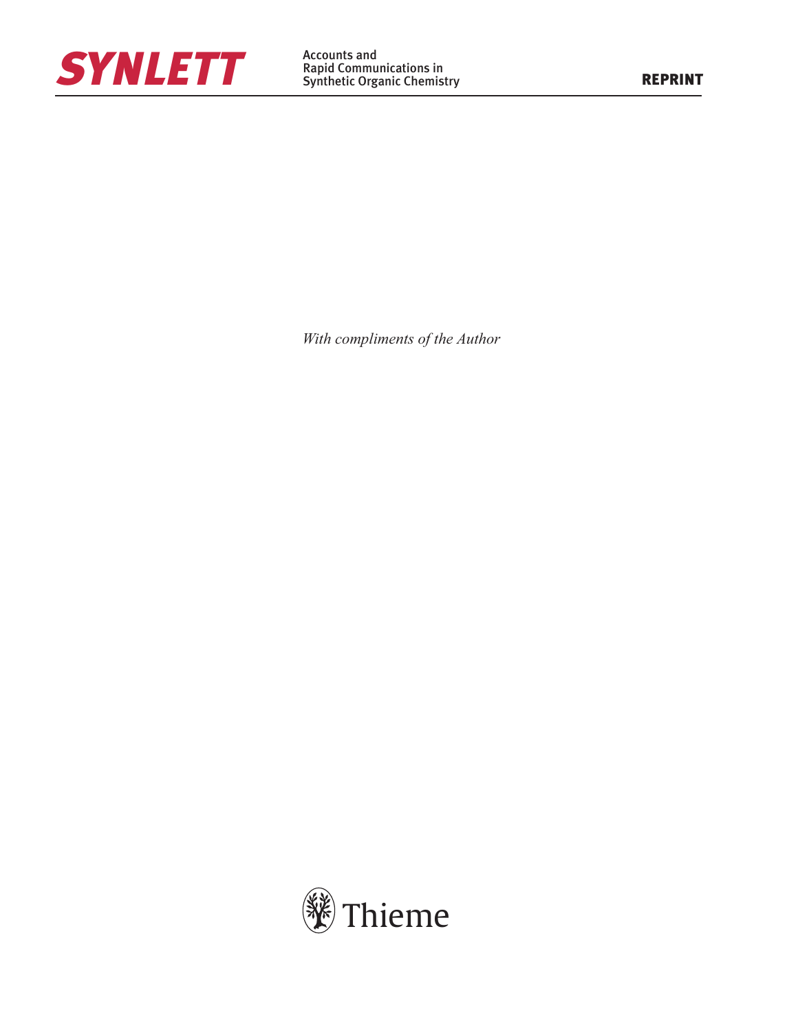**SYNLETT**

Accounts and
Rapid Communications in
Synthetic Organic Chemistry

**REPRINT**

*With compliments of the Author*

Thieme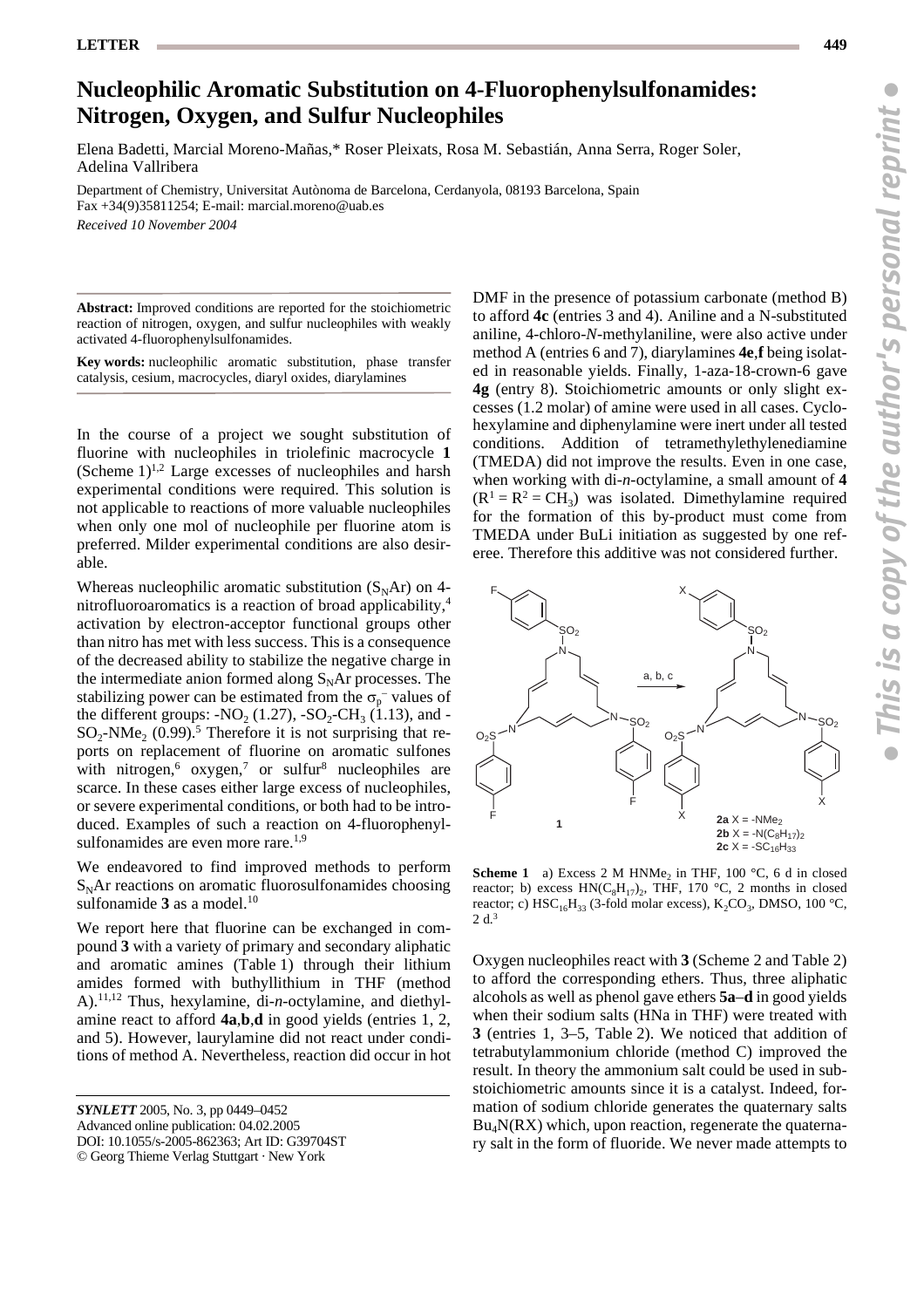# Nucleophilic Aromatic Substitution on 4-Fluorophenylsulfonamides: Nitrogen, Oxygen, and Sulfur Nucleophiles

Elena Badetti, Marcial Moreno-Mañas,* Roser Pleixats, Rosa M. Sebastián, Anna Serra, Roger Soler, Adelina Vallribera

Department of Chemistry, Universitat Autònoma de Barcelona, Cerdanyola, 08193 Barcelona, Spain
Fax +34(9)35811254; E-mail: marcial.moreno@uab.es

*Received 10 November 2004*

**Abstract:** Improved conditions are reported for the stoichiometric reaction of nitrogen, oxygen, and sulfur nucleophiles with weakly activated 4-fluorophenylsulfonamides.

**Key words:** nucleophilic aromatic substitution, phase transfer catalysis, cesium, macrocycles, diaryl oxides, diarylamines

In the course of a project we sought substitution of fluorine with nucleophiles in triolefinic macrocycle **1** (Scheme 1)[1,2] Large excesses of nucleophiles and harsh experimental conditions were required. This solution is not applicable to reactions of more valuable nucleophiles when only one mol of nucleophile per fluorine atom is preferred. Milder experimental conditions are also desirable.

Whereas nucleophilic aromatic substitution ($S_NAr$) on 4-nitrofluoroaromatics is a reaction of broad applicability,[4] activation by electron-acceptor functional groups other than nitro has met with less success. This is a consequence of the decreased ability to stabilize the negative charge in the intermediate anion formed along $S_NAr$ processes. The stabilizing power can be estimated from the $\sigma_p^-$ values of the different groups: $-NO_2$ (1.27), $-SO_2-CH_3$ (1.13), and $-SO_2-NMe_2$ (0.99).[5] Therefore it is not surprising that reports on replacement of fluorine on aromatic sulfones with nitrogen,[6] oxygen,[7] or sulfur[8] nucleophiles are scarce. In these cases either large excess of nucleophiles, or severe experimental conditions, or both had to be introduced. Examples of such a reaction on 4-fluorophenylsulfonamides are even more rare.[1,9]

We endeavored to find improved methods to perform $S_NAr$ reactions on aromatic fluorosulfonamides choosing sulfonamide **3** as a model.[10]

We report here that fluorine can be exchanged in compound **3** with a variety of primary and secondary aliphatic and aromatic amines (Table 1) through their lithium amides formed with buthyllithium in THF (method A).[11,12] Thus, hexylamine, di-*n*-octylamine, and diethylamine react to afford **4a**,**b**,**d** in good yields (entries 1, 2, and 5). However, laurylamine did not react under conditions of method A. Nevertheless, reaction did occur in hot DMF in the presence of potassium carbonate (method B) to afford **4c** (entries 3 and 4). Aniline and a N-substituted aniline, 4-chloro-*N*-methylaniline, were also active under method A (entries 6 and 7), diarylamines **4e**,**f** being isolated in reasonable yields. Finally, 1-aza-18-crown-6 gave **4g** (entry 8). Stoichiometric amounts or only slight excesses (1.2 molar) of amine were used in all cases. Cyclohexylamine and diphenylamine were inert under all tested conditions. Addition of tetramethylethylenediamine (TMEDA) did not improve the results. Even in one case, when working with di-*n*-octylamine, a small amount of **4** ($R^1 = R^2 = CH_3$) was isolated. Dimethylamine required for the formation of this by-product must come from TMEDA under BuLi initiation as suggested by one referee. Therefore this additive was not considered further.

**Scheme 1** a) Excess 2 M $HNMe_2$ in THF, 100 °C, 6 d in closed reactor; b) excess $HN(C_8H_{17})_2$, THF, 170 °C, 2 months in closed reactor; c) $HSC_{16}H_{33}$ (3-fold molar excess), $K_2CO_3$, DMSO, 100 °C, 2 d.[3]

Oxygen nucleophiles react with **3** (Scheme 2 and Table 2) to afford the corresponding ethers. Thus, three aliphatic alcohols as well as phenol gave ethers **5a**–**d** in good yields when their sodium salts (HNa in THF) were treated with **3** (entries 1, 3–5, Table 2). We noticed that addition of tetrabutylammonium chloride (method C) improved the result. In theory the ammonium salt could be used in substoichiometric amounts since it is a catalyst. Indeed, formation of sodium chloride generates the quaternary salts $Bu_4N(RX)$ which, upon reaction, regenerate the quaternary salt in the form of fluoride. We never made attempts to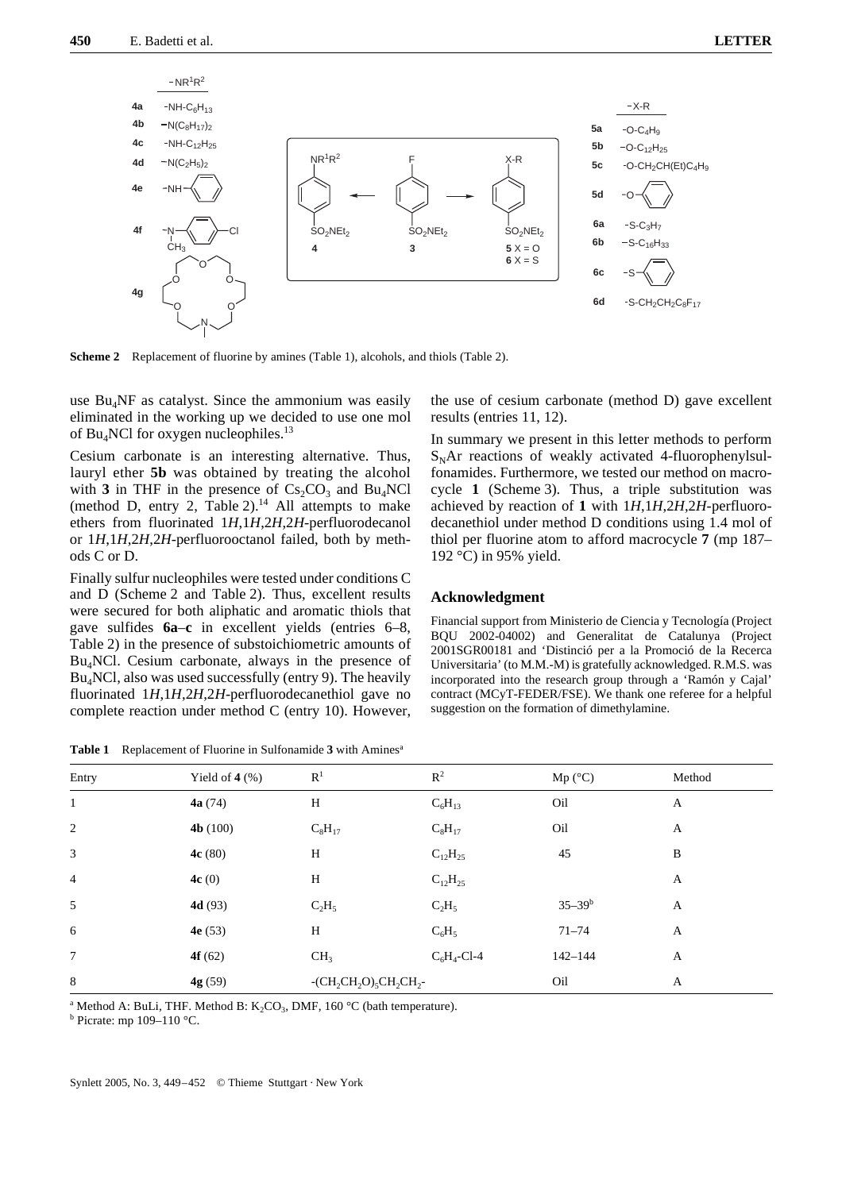**Scheme 2** Replacement of fluorine by amines (Table 1), alcohols, and thiols (Table 2).

use $Bu_4NF$ as catalyst. Since the ammonium was easily eliminated in the working up we decided to use one mol of $Bu_4NCl$ for oxygen nucleophiles.[13]

Cesium carbonate is an interesting alternative. Thus, lauryl ether **5b** was obtained by treating the alcohol with **3** in THF in the presence of $Cs_2CO_3$ and $Bu_4NCl$ (method D, entry 2, Table 2).[14] All attempts to make ethers from fluorinated 1*H*,1*H*,2*H*,2*H*-perfluorodecanol or 1*H*,1*H*,2*H*,2*H*-perfluorooctanol failed, both by methods C or D.

Finally sulfur nucleophiles were tested under conditions C and D (Scheme 2 and Table 2). Thus, excellent results were secured for both aliphatic and aromatic thiols that gave sulfides **6a**–**c** in excellent yields (entries 6–8, Table 2) in the presence of substoichiometric amounts of $Bu_4NCl$. Cesium carbonate, always in the presence of $Bu_4NCl$, also was used successfully (entry 9). The heavily fluorinated 1*H*,1*H*,2*H*,2*H*-perfluorodecanethiol gave no complete reaction under method C (entry 10). However, the use of cesium carbonate (method D) gave excellent results (entries 11, 12).

In summary we present in this letter methods to perform $S_NAr$ reactions of weakly activated 4-fluorophenylsulfonamides. Furthermore, we tested our method on macrocycle **1** (Scheme 3). Thus, a triple substitution was achieved by reaction of **1** with 1*H*,1*H*,2*H*,2*H*-perfluorodecanethiol under method D conditions using 1.4 mol of thiol per fluorine atom to afford macrocycle **7** (mp 187–192 °C) in 95% yield.

## Acknowledgment

Financial support from Ministerio de Ciencia y Tecnología (Project BQU 2002-04002) and Generalitat de Catalunya (Project 2001SGR00181 and 'Distinció per a la Promoció de la Recerca Universitaria' (to M.M.-M) is gratefully acknowledged. R.M.S. was incorporated into the research group through a 'Ramón y Cajal' contract (MCyT-FEDER/FSE). We thank one referee for a helpful suggestion on the formation of dimethylamine.

**Table 1** Replacement of Fluorine in Sulfonamide **3** with Amines[a]

| Entry | Yield of **4** (%) | $R^1$ | $R^2$ | Mp (°C) | Method |
|---|---|---|---|---|---|
| 1 | **4a** (74) | H | $C_6H_{13}$ | Oil | A |
| 2 | **4b** (100) | $C_8H_{17}$ | $C_8H_{17}$ | Oil | A |
| 3 | **4c** (80) | H | $C_{12}H_{25}$ | 45 | B |
| 4 | **4c** (0) | H | $C_{12}H_{25}$ | | A |
| 5 | **4d** (93) | $C_2H_5$ | $C_2H_5$ | 35–39[b] | A |
| 6 | **4e** (53) | H | $C_6H_5$ | 71–74 | A |
| 7 | **4f** (62) | $CH_3$ | $C_6H_4$-Cl-4 | 142–144 | A |
| 8 | **4g** (59) | -$(CH_2CH_2O)_5CH_2CH_2$- | | Oil | A |

[a] Method A: BuLi, THF. Method B: $K_2CO_3$, DMF, 160 °C (bath temperature).

[b] Picrate: mp 109–110 °C.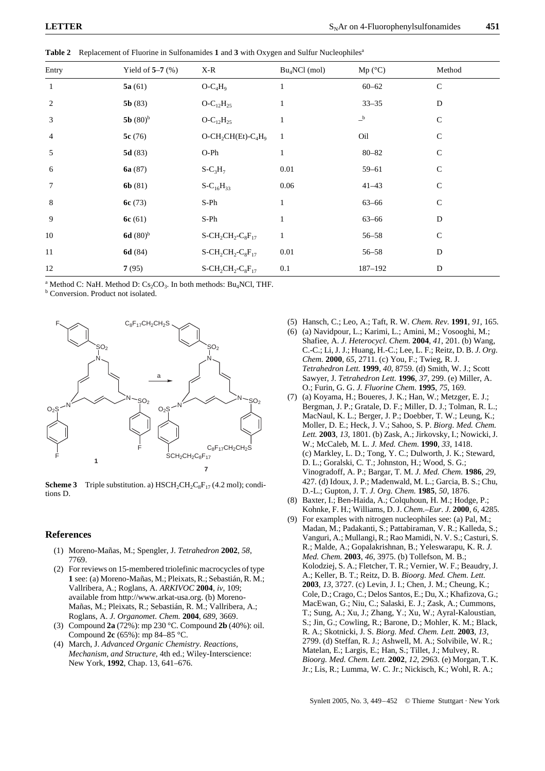**Table 2** Replacement of Fluorine in Sulfonamides **1** and **3** with Oxygen and Sulfur Nucleophiles[a]

| Entry | Yield of **5–7** (%) | X-R | $Bu_4NCl$ (mol) | Mp (°C) | Method |
|---|---|---|---|---|---|
| 1 | **5a** (61) | $O-C_4H_9$ | 1 | 60–62 | C |
| 2 | **5b** (83) | $O-C_{12}H_{25}$ | 1 | 33–35 | D |
| 3 | **5b** (80)[b] | $O-C_{12}H_{25}$ | 1 | –[b] | C |
| 4 | **5c** (76) | $O-CH_2CH(Et)-C_4H_9$ | 1 | Oil | C |
| 5 | **5d** (83) | O-Ph | 1 | 80–82 | C |
| 6 | **6a** (87) | $S-C_3H_7$ | 0.01 | 59–61 | C |
| 7 | **6b** (81) | $S-C_{16}H_{33}$ | 0.06 | 41–43 | C |
| 8 | **6c** (73) | S-Ph | 1 | 63–66 | C |
| 9 | **6c** (61) | S-Ph | 1 | 63–66 | D |
| 10 | **6d** (80)[b] | $S-CH_2CH_2-C_8F_{17}$ | 1 | 56–58 | C |
| 11 | **6d** (84) | $S-CH_2CH_2-C_8F_{17}$ | 0.01 | 56–58 | D |
| 12 | **7** (95) | $S-CH_2CH_2-C_8F_{17}$ | 0.1 | 187–192 | D |

[a] Method C: NaH. Method D: $Cs_2CO_3$. In both methods: $Bu_4NCl$, THF.
[b] Conversion. Product not isolated.

**Scheme 3** Triple substitution. a) $HSCH_2CH_2C_8F_{17}$ (4.2 mol); conditions D.

## References

(1) Moreno-Mañas, M.; Spengler, J. *Tetrahedron* **2002**, *58*, 7769.

(2) For reviews on 15-membered triolefinic macrocycles of type **1** see: (a) Moreno-Mañas, M.; Pleixats, R.; Sebastián, R. M.; Vallribera, A.; Roglans, A. *ARKIVOC* **2004**, *iv*, 109; available from http://www.arkat-usa.org. (b) Moreno-Mañas, M.; Pleixats, R.; Sebastián, R. M.; Vallribera, A.; Roglans, A. *J. Organomet. Chem.* **2004**, *689*, 3669.

(3) Compound **2a** (72%): mp 230 °C. Compound **2b** (40%): oil. Compound **2c** (65%): mp 84–85 °C.

(4) March, J. *Advanced Organic Chemistry. Reactions, Mechanism, and Structure*, 4th ed.; Wiley-Interscience: New York, **1992**, Chap. 13, 641–676.

(5) Hansch, C.; Leo, A.; Taft, R. W. *Chem. Rev.* **1991**, *91*, 165.

(6) (a) Navidpour, L.; Karimi, L.; Amini, M.; Vosooghi, M.; Shafiee, A. *J. Heterocycl. Chem.* **2004**, *41*, 201. (b) Wang, C.-C.; Li, J. J.; Huang, H.-C.; Lee, L. F.; Reitz, D. B. *J. Org. Chem.* **2000**, *65*, 2711. (c) You, F.; Twieg, R. J. *Tetrahedron Lett.* **1999**, *40*, 8759. (d) Smith, W. J.; Scott Sawyer, J. *Tetrahedron Lett.* **1996**, *37*, 299. (e) Miller, A. O.; Furin, G. G. *J. Fluorine Chem.* **1995**, *75*, 169.

(7) (a) Koyama, H.; Boueres, J. K.; Han, W.; Metzger, E. J.; Bergman, J. P.; Gratale, D. F.; Miller, D. J.; Tolman, R. L.; MacNaul, K. L.; Berger, J. P.; Doebber, T. W.; Leung, K.; Moller, D. E.; Heck, J. V.; Sahoo, S. P. *Biorg. Med. Chem. Lett.* **2003**, *13*, 1801. (b) Zask, A.; Jirkovsky, I.; Nowicki, J. W.; McCaleb, M. L. *J. Med. Chem.* **1990**, *33*, 1418. (c) Markley, L. D.; Tong, Y. C.; Dulworth, J. K.; Steward, D. L.; Goralski, C. T.; Johnston, H.; Wood, S. G.; Vinogradoff, A. P.; Bargar, T. M. *J. Med. Chem.* **1986**, *29*, 427. (d) Idoux, J. P.; Madenwald, M. L.; Garcia, B. S.; Chu, D.-L.; Gupton, J. T. *J. Org. Chem.* **1985**, *50*, 1876.

(8) Baxter, I.; Ben-Haida, A.; Colquhoun, H. M.; Hodge, P.; Kohnke, F. H.; Williams, D. J. *Chem.–Eur. J.* **2000**, *6*, 4285.

(9) For examples with nitrogen nucleophiles see: (a) Pal, M.; Madan, M.; Padakanti, S.; Pattabiraman, V. R.; Kalleda, S.; Vanguri, A.; Mullangi, R.; Rao Mamidi, N. V. S.; Casturi, S. R.; Malde, A.; Gopalakrishnan, B.; Yeleswarapu, K. R. *J. Med. Chem.* **2003**, *46*, 3975. (b) Tollefson, M. B.; Kolodziej, S. A.; Fletcher, T. R.; Vernier, W. F.; Beaudry, J. A.; Keller, B. T.; Reitz, D. B. *Bioorg. Med. Chem. Lett.* **2003**, *13*, 3727. (c) Levin, J. I.; Chen, J. M.; Cheung, K.; Cole, D.; Crago, C.; Delos Santos, E.; Du, X.; Khafizova, G.; MacEwan, G.; Niu, C.; Salaski, E. J.; Zask, A.; Cummons, T.; Sung, A.; Xu, J.; Zhang, Y.; Xu, W.; Ayral-Kaloustian, S.; Jin, G.; Cowling, R.; Barone, D.; Mohler, K. M.; Black, R. A.; Skotnicki, J. S. *Biorg. Med. Chem. Lett.* **2003**, *13*, 2799. (d) Steffan, R. J.; Ashwell, M. A.; Solvibile, W. R.; Matelan, E.; Largis, E.; Han, S.; Tillet, J.; Mulvey, R. *Bioorg. Med. Chem. Lett.* **2002**, *12*, 2963. (e) Morgan, T. K. Jr.; Lis, R.; Lumma, W. C. Jr.; Nickisch, K.; Wohl, R. A.;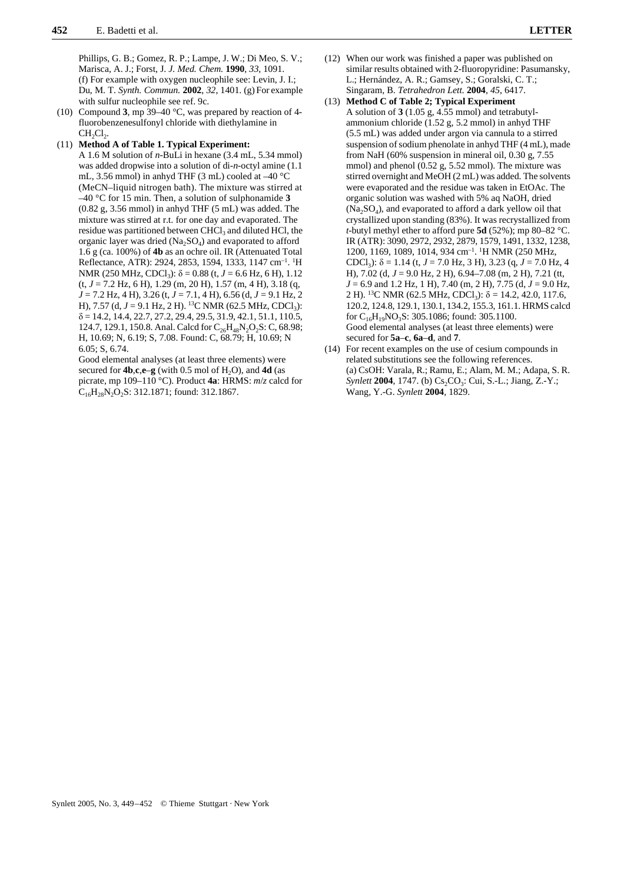Phillips, G. B.; Gomez, R. P.; Lampe, J. W.; Di Meo, S. V.; Marisca, A. J.; Forst, J. *J. Med. Chem.* **1990**, *33*, 1091. (f) For example with oxygen nucleophile see: Levin, J. I.; Du, M. T. *Synth. Commun.* **2002**, *32*, 1401. (g) For example with sulfur nucleophile see ref. 9c.

(10) Compound **3**, mp 39–40 °C, was prepared by reaction of 4-fluorobenzenesulfonyl chloride with diethylamine in $CH_2Cl_2$.

(11) **Method A of Table 1. Typical Experiment:**
A 1.6 M solution of *n*-BuLi in hexane (3.4 mL, 5.34 mmol) was added dropwise into a solution of di-*n*-octyl amine (1.1 mL, 3.56 mmol) in anhyd THF (3 mL) cooled at –40 °C (MeCN–liquid nitrogen bath). The mixture was stirred at –40 °C for 15 min. Then, a solution of sulphonamide **3** (0.82 g, 3.56 mmol) in anhyd THF (5 mL) was added. The mixture was stirred at r.t. for one day and evaporated. The residue was partitioned between $CHCl_3$ and diluted HCl, the organic layer was dried ($Na_2SO_4$) and evaporated to afford 1.6 g (ca. 100%) of **4b** as an ochre oil. IR (Attenuated Total Reflectance, ATR): 2924, 2853, 1594, 1333, 1147 $cm^{-1}$. $^1H$ NMR (250 MHz, $CDCl_3$): δ = 0.88 (t, *J* = 6.6 Hz, 6 H), 1.12 (t, *J* = 7.2 Hz, 6 H), 1.29 (m, 20 H), 1.57 (m, 4 H), 3.18 (q, *J* = 7.2 Hz, 4 H), 3.26 (t, *J* = 7.1, 4 H), 6.56 (d, *J* = 9.1 Hz, 2 H), 7.57 (d, *J* = 9.1 Hz, 2 H). $^{13}C$ NMR (62.5 MHz, $CDCl_3$): δ = 14.2, 14.4, 22.7, 27.2, 29.4, 29.5, 31.9, 42.1, 51.1, 110.5, 124.7, 129.1, 150.8. Anal. Calcd for $C_{26}H_{48}N_2O_2S$: C, 68.98; H, 10.69; N, 6.19; S, 7.08. Found: C, 68.79; H, 10.69; N 6.05; S, 6.74.
Good elemental analyses (at least three elements) were secured for **4b**,**c**,**e**–**g** (with 0.5 mol of $H_2O$), and **4d** (as picrate, mp 109–110 °C). Product **4a**: HRMS: *m*/*z* calcd for $C_{16}H_{28}N_2O_2S$: 312.1871; found: 312.1867.

(12) When our work was finished a paper was published on similar results obtained with 2-fluoropyridine: Pasumansky, L.; Hernández, A. R.; Gamsey, S.; Goralski, C. T.; Singaram, B. *Tetrahedron Lett.* **2004**, *45*, 6417.

(13) **Method C of Table 2; Typical Experiment**
A solution of **3** (1.05 g, 4.55 mmol) and tetrabutylammonium chloride (1.52 g, 5.2 mmol) in anhyd THF (5.5 mL) was added under argon via cannula to a stirred suspension of sodium phenolate in anhyd THF (4 mL), made from NaH (60% suspension in mineral oil, 0.30 g, 7.55 mmol) and phenol (0.52 g, 5.52 mmol). The mixture was stirred overnight and MeOH (2 mL) was added. The solvents were evaporated and the residue was taken in EtOAc. The organic solution was washed with 5% aq NaOH, dried ($Na_2SO_4$), and evaporated to afford a dark yellow oil that crystallized upon standing (83%). It was recrystallized from *t*-butyl methyl ether to afford pure **5d** (52%); mp 80–82 °C. IR (ATR): 3090, 2972, 2932, 2879, 1579, 1491, 1332, 1238, 1200, 1169, 1089, 1014, 934 $cm^{-1}$. $^1H$ NMR (250 MHz, $CDCl_3$): δ = 1.14 (t, *J* = 7.0 Hz, 3 H), 3.23 (q, *J* = 7.0 Hz, 4 H), 7.02 (d, *J* = 9.0 Hz, 2 H), 6.94–7.08 (m, 2 H), 7.21 (tt, *J* = 6.9 and 1.2 Hz, 1 H), 7.40 (m, 2 H), 7.75 (d, *J* = 9.0 Hz, 2 H). $^{13}C$ NMR (62.5 MHz, $CDCl_3$): δ = 14.2, 42.0, 117.6, 120.2, 124.8, 129.1, 130.1, 134.2, 155.3, 161.1. HRMS calcd for $C_{16}H_{19}NO_3S$: 305.1086; found: 305.1100.
Good elemental analyses (at least three elements) were secured for **5a**–**c**, **6a**–**d**, and **7**.

(14) For recent examples on the use of cesium compounds in related substitutions see the following references.
(a) CsOH: Varala, R.; Ramu, E.; Alam, M. M.; Adapa, S. R. *Synlett* **2004**, 1747. (b) $Cs_2CO_3$: Cui, S.-L.; Jiang, Z.-Y.; Wang, Y.-G. *Synlett* **2004**, 1829.